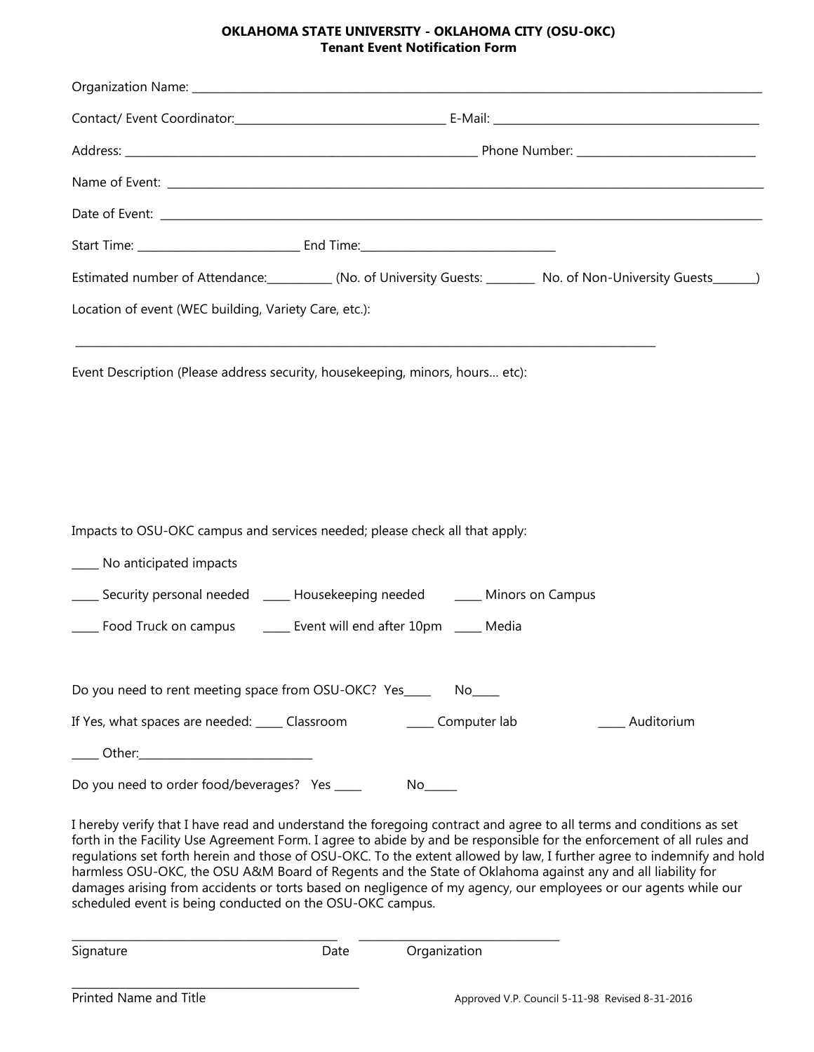**OKLAHOMA STATE UNIVERSITY - OKLAHOMA CITY (OSU-OKC)**
**Tenant Event Notification Form**

Organization Name: ______________________________________________________________________________

Contact/ Event Coordinator:_______________________________ E-Mail: _____________________________________

Address: ___________________________________________________ Phone Number: ________________________

Name of Event: _________________________________________________________________________________

Date of Event: __________________________________________________________________________________

Start Time: _______________________ End Time:____________________________

Estimated number of Attendance:__________ (No. of University Guests: ________ No. of Non-University Guests_______)

Location of event (WEC building, Variety Care, etc.):

_________________________________________________________________________________

Event Description (Please address security, housekeeping, minors, hours… etc):

Impacts to OSU-OKC campus and services needed; please check all that apply:

_____ No anticipated impacts

_____ Security personal needed _____ Housekeeping needed _____ Minors on Campus

_____ Food Truck on campus _____ Event will end after 10pm _____ Media

Do you need to rent meeting space from OSU-OKC? Yes_____ No_____

If Yes, what spaces are needed: _____ Classroom _____ Computer lab _____ Auditorium

_____ Other:__________________________

Do you need to order food/beverages? Yes _____ No______

I hereby verify that I have read and understand the foregoing contract and agree to all terms and conditions as set forth in the Facility Use Agreement Form. I agree to abide by and be responsible for the enforcement of all rules and regulations set forth herein and those of OSU-OKC. To the extent allowed by law, I further agree to indemnify and hold harmless OSU-OKC, the OSU A&M Board of Regents and the State of Oklahoma against any and all liability for damages arising from accidents or torts based on negligence of my agency, our employees or our agents while our scheduled event is being conducted on the OSU-OKC campus.

_______________________________________ _______________________________

Signature Date Organization

_______________________________________

Printed Name and Title

Approved V.P. Council 5-11-98 Revised 8-31-2016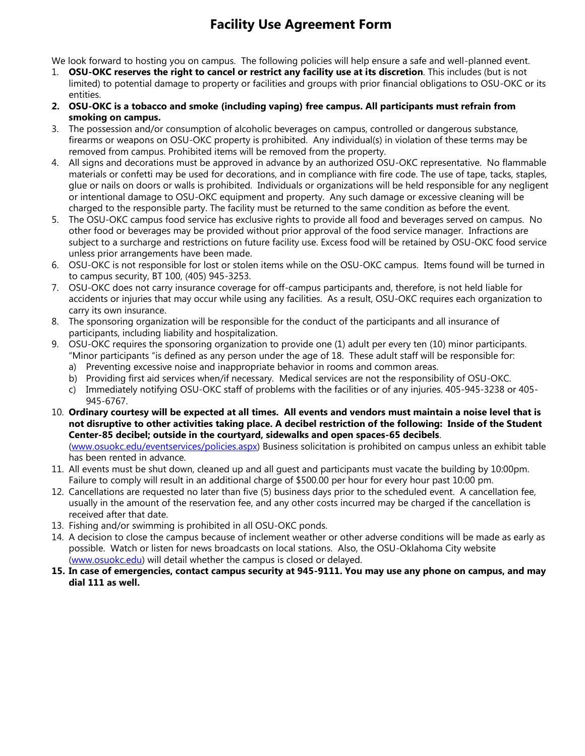# Facility Use Agreement Form

We look forward to hosting you on campus. The following policies will help ensure a safe and well-planned event.

1. **OSU-OKC reserves the right to cancel or restrict any facility use at its discretion**. This includes (but is not limited) to potential damage to property or facilities and groups with prior financial obligations to OSU-OKC or its entities.
2. **OSU-OKC is a tobacco and smoke (including vaping) free campus. All participants must refrain from smoking on campus.**
3. The possession and/or consumption of alcoholic beverages on campus, controlled or dangerous substance, firearms or weapons on OSU-OKC property is prohibited. Any individual(s) in violation of these terms may be removed from campus. Prohibited items will be removed from the property.
4. All signs and decorations must be approved in advance by an authorized OSU-OKC representative. No flammable materials or confetti may be used for decorations, and in compliance with fire code. The use of tape, tacks, staples, glue or nails on doors or walls is prohibited. Individuals or organizations will be held responsible for any negligent or intentional damage to OSU-OKC equipment and property. Any such damage or excessive cleaning will be charged to the responsible party. The facility must be returned to the same condition as before the event.
5. The OSU-OKC campus food service has exclusive rights to provide all food and beverages served on campus. No other food or beverages may be provided without prior approval of the food service manager. Infractions are subject to a surcharge and restrictions on future facility use. Excess food will be retained by OSU-OKC food service unless prior arrangements have been made.
6. OSU-OKC is not responsible for lost or stolen items while on the OSU-OKC campus. Items found will be turned in to campus security, BT 100, (405) 945-3253.
7. OSU-OKC does not carry insurance coverage for off-campus participants and, therefore, is not held liable for accidents or injuries that may occur while using any facilities. As a result, OSU-OKC requires each organization to carry its own insurance.
8. The sponsoring organization will be responsible for the conduct of the participants and all insurance of participants, including liability and hospitalization.
9. OSU-OKC requires the sponsoring organization to provide one (1) adult per every ten (10) minor participants. "Minor participants "is defined as any person under the age of 18. These adult staff will be responsible for:
   a) Preventing excessive noise and inappropriate behavior in rooms and common areas.
   b) Providing first aid services when/if necessary. Medical services are not the responsibility of OSU-OKC.
   c) Immediately notifying OSU-OKC staff of problems with the facilities or of any injuries. 405-945-3238 or 405-945-6767.
10. **Ordinary courtesy will be expected at all times. All events and vendors must maintain a noise level that is not disruptive to other activities taking place. A decibel restriction of the following: Inside of the Student Center-85 decibel; outside in the courtyard, sidewalks and open spaces-65 decibels**. (www.osuokc.edu/eventservices/policies.aspx) Business solicitation is prohibited on campus unless an exhibit table has been rented in advance.
11. All events must be shut down, cleaned up and all guest and participants must vacate the building by 10:00pm. Failure to comply will result in an additional charge of $500.00 per hour for every hour past 10:00 pm.
12. Cancellations are requested no later than five (5) business days prior to the scheduled event. A cancellation fee, usually in the amount of the reservation fee, and any other costs incurred may be charged if the cancellation is received after that date.
13. Fishing and/or swimming is prohibited in all OSU-OKC ponds.
14. A decision to close the campus because of inclement weather or other adverse conditions will be made as early as possible. Watch or listen for news broadcasts on local stations. Also, the OSU-Oklahoma City website (www.osuokc.edu) will detail whether the campus is closed or delayed.
15. **In case of emergencies, contact campus security at 945-9111. You may use any phone on campus, and may dial 111 as well.**